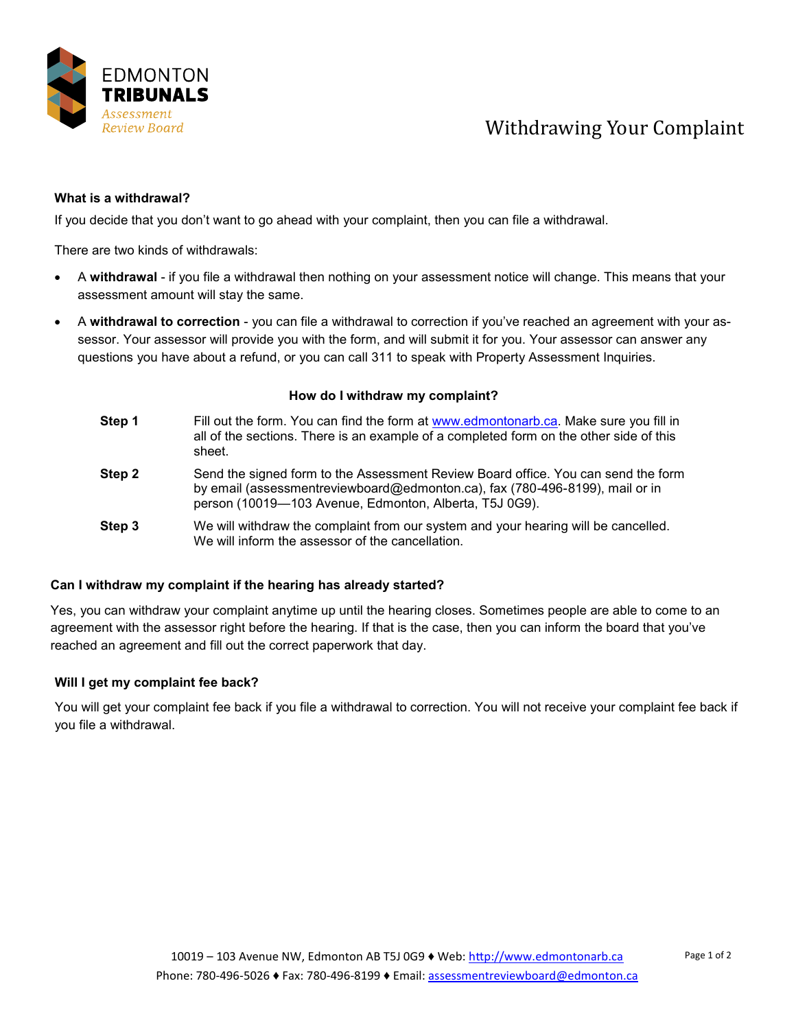EDMONTON
**TRIBUNALS**
*Assessment Review Board*

# Withdrawing Your Complaint

### What is a withdrawal?

If you decide that you don't want to go ahead with your complaint, then you can file a withdrawal.

There are two kinds of withdrawals:

- A **withdrawal** - if you file a withdrawal then nothing on your assessment notice will change. This means that your assessment amount will stay the same.
- A **withdrawal to correction** - you can file a withdrawal to correction if you've reached an agreement with your assessor. Your assessor will provide you with the form, and will submit it for you. Your assessor can answer any questions you have about a refund, or you can call 311 to speak with Property Assessment Inquiries.

### How do I withdraw my complaint?

| | |
|---|---|
| **Step 1** | Fill out the form. You can find the form at www.edmontonarb.ca. Make sure you fill in all of the sections. There is an example of a completed form on the other side of this sheet. |
| **Step 2** | Send the signed form to the Assessment Review Board office. You can send the form by email (assessmentreviewboard@edmonton.ca), fax (780-496-8199), mail or in person (10019—103 Avenue, Edmonton, Alberta, T5J 0G9). |
| **Step 3** | We will withdraw the complaint from our system and your hearing will be cancelled. We will inform the assessor of the cancellation. |

### Can I withdraw my complaint if the hearing has already started?

Yes, you can withdraw your complaint anytime up until the hearing closes. Sometimes people are able to come to an agreement with the assessor right before the hearing. If that is the case, then you can inform the board that you've reached an agreement and fill out the correct paperwork that day.

### Will I get my complaint fee back?

You will get your complaint fee back if you file a withdrawal to correction. You will not receive your complaint fee back if you file a withdrawal.

10019 – 103 Avenue NW, Edmonton AB T5J 0G9 ♦ Web: http://www.edmontonarb.ca
Phone: 780-496-5026 ♦ Fax: 780-496-8199 ♦ Email: assessmentreviewboard@edmonton.ca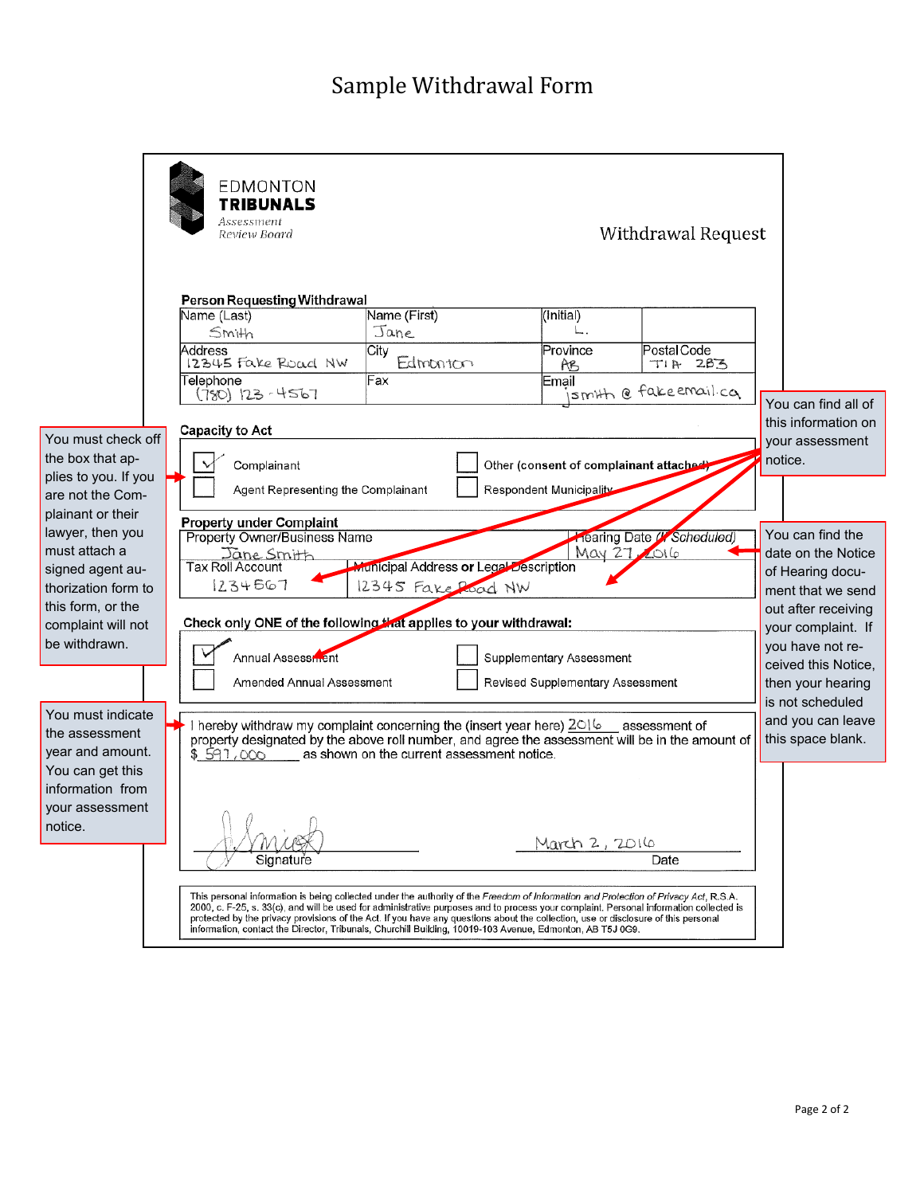# Sample Withdrawal Form

**EDMONTON TRIBUNALS**
*Assessment Review Board*

## Withdrawal Request

**Person Requesting Withdrawal**

| Name (Last) | Name (First) | (Initial) | |
|---|---|---|---|
| Smith | Jane | L. | |
| **Address** | **City** | **Province** | **Postal Code** |
| 12345 Fake Road NW | Edmonton | AB | T1A 2B3 |
| **Telephone** | **Fax** | **Email** | |
| (780) 123-4567 | | jsmith@fakeemail.ca | |

**Capacity to Act**

- [x] Complainant
- [ ] Agent Representing the Complainant
- [ ] Other (consent of complainant attached)
- [ ] Respondent Municipality

**Property under Complaint**

| Property Owner/Business Name | Hearing Date (If Scheduled) |
|---|---|
| Jane Smith | May 27, 2016 |
| **Tax Roll Account** | **Municipal Address or Legal Description** |
| 1234567 | 12345 Fake Road NW |

**Check only ONE of the following that applies to your withdrawal:**

- [x] Annual Assessment
- [ ] Amended Annual Assessment
- [ ] Supplementary Assessment
- [ ] Revised Supplementary Assessment

I hereby withdraw my complaint concerning the (insert year here) 2016 assessment of property designated by the above roll number, and agree the assessment will be in the amount of $ 591,000 as shown on the current assessment notice.

Signature: [signed]  Date: March 2, 2016

This personal information is being collected under the authority of the *Freedom of Information and Protection of Privacy Act*, R.S.A. 2000, c. F-25, s. 33(c), and will be used for administrative purposes and to process your complaint. Personal information collected is protected by the privacy provisions of the Act. If you have any questions about the collection, use or disclosure of this personal information, contact the Director, Tribunals, Churchill Building, 10019-103 Avenue, Edmonton, AB T5J 0G9.

---

You must check off the box that applies to you. If you are not the Complainant or their lawyer, then you must attach a signed agent authorization form to this form, or the complaint will not be withdrawn.

You must indicate the assessment year and amount. You can get this information from your assessment notice.

You can find all of this information on your assessment notice.

You can find the date on the Notice of Hearing document that we send out after receiving your complaint. If you have not received this Notice, then your hearing is not scheduled and you can leave this space blank.